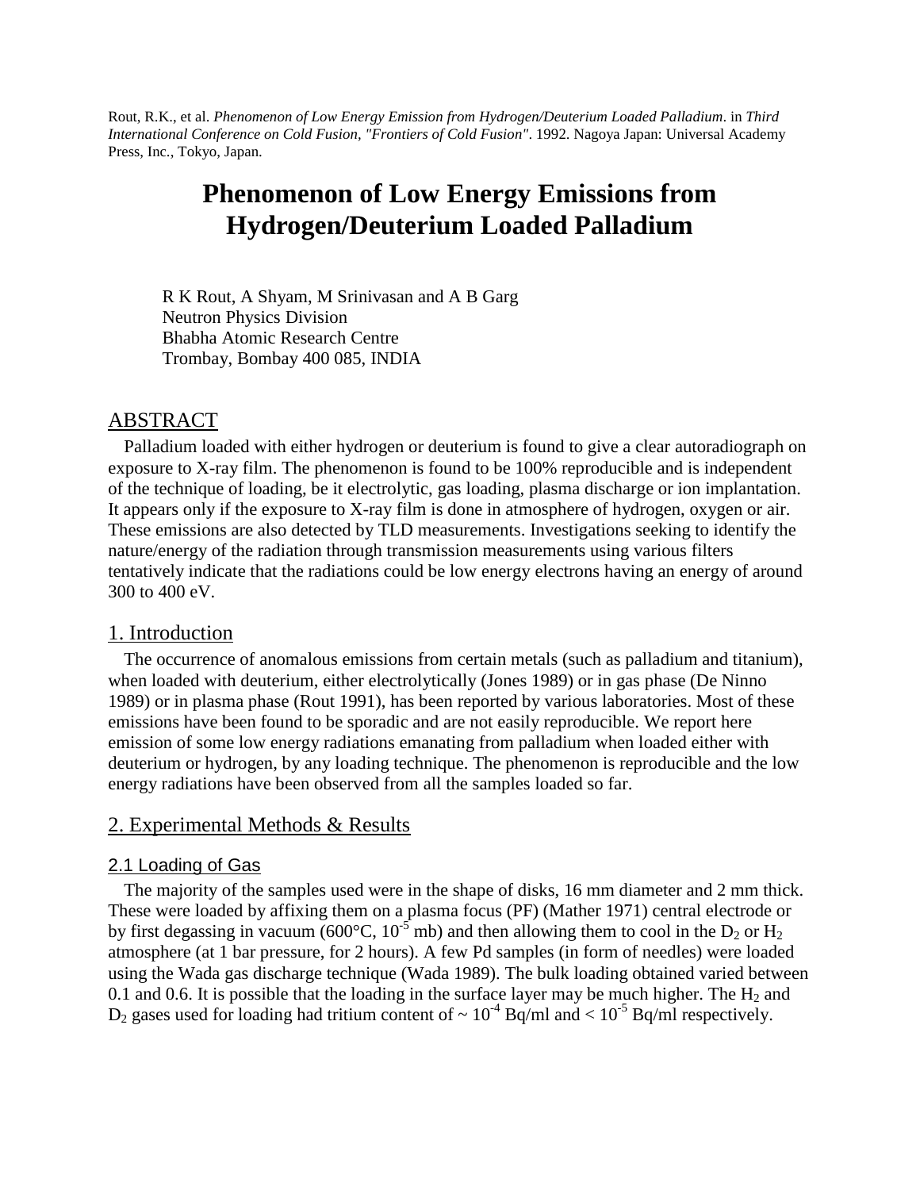Rout, R.K., et al. *Phenomenon of Low Energy Emission from Hydrogen/Deuterium Loaded Palladium*. in *Third International Conference on Cold Fusion, "Frontiers of Cold Fusion"*. 1992. Nagoya Japan: Universal Academy Press, Inc., Tokyo, Japan.

# Phenomenon of Low Energy Emissions from Hydrogen/Deuterium Loaded Palladium

R K Rout, A Shyam, M Srinivasan and A B Garg
Neutron Physics Division
Bhabha Atomic Research Centre
Trombay, Bombay 400 085, INDIA

## ABSTRACT

Palladium loaded with either hydrogen or deuterium is found to give a clear autoradiograph on exposure to X-ray film. The phenomenon is found to be 100% reproducible and is independent of the technique of loading, be it electrolytic, gas loading, plasma discharge or ion implantation. It appears only if the exposure to X-ray film is done in atmosphere of hydrogen, oxygen or air. These emissions are also detected by TLD measurements. Investigations seeking to identify the nature/energy of the radiation through transmission measurements using various filters tentatively indicate that the radiations could be low energy electrons having an energy of around 300 to 400 eV.

## 1. Introduction

The occurrence of anomalous emissions from certain metals (such as palladium and titanium), when loaded with deuterium, either electrolytically (Jones 1989) or in gas phase (De Ninno 1989) or in plasma phase (Rout 1991), has been reported by various laboratories. Most of these emissions have been found to be sporadic and are not easily reproducible. We report here emission of some low energy radiations emanating from palladium when loaded either with deuterium or hydrogen, by any loading technique. The phenomenon is reproducible and the low energy radiations have been observed from all the samples loaded so far.

## 2. Experimental Methods & Results

### 2.1 Loading of Gas

The majority of the samples used were in the shape of disks, 16 mm diameter and 2 mm thick. These were loaded by affixing them on a plasma focus (PF) (Mather 1971) central electrode or by first degassing in vacuum (600°C, $10^{-5}$ mb) and then allowing them to cool in the $D_2$ or $H_2$ atmosphere (at 1 bar pressure, for 2 hours). A few Pd samples (in form of needles) were loaded using the Wada gas discharge technique (Wada 1989). The bulk loading obtained varied between 0.1 and 0.6. It is possible that the loading in the surface layer may be much higher. The $H_2$ and $D_2$ gases used for loading had tritium content of ~ $10^{-4}$ Bq/ml and < $10^{-5}$ Bq/ml respectively.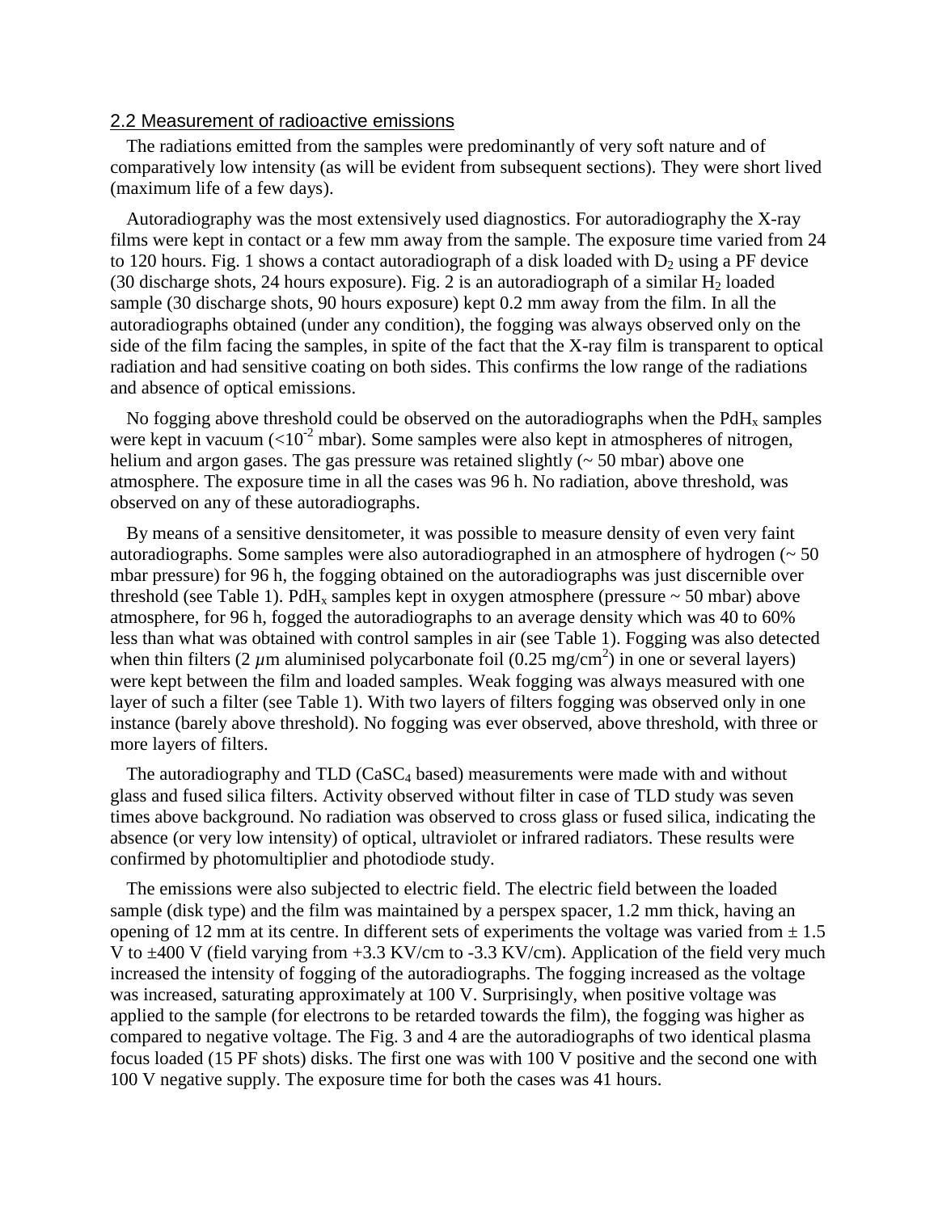## 2.2 Measurement of radioactive emissions

The radiations emitted from the samples were predominantly of very soft nature and of comparatively low intensity (as will be evident from subsequent sections). They were short lived (maximum life of a few days).

Autoradiography was the most extensively used diagnostics. For autoradiography the X-ray films were kept in contact or a few mm away from the sample. The exposure time varied from 24 to 120 hours. Fig. 1 shows a contact autoradiograph of a disk loaded with $D_2$ using a PF device (30 discharge shots, 24 hours exposure). Fig. 2 is an autoradiograph of a similar $H_2$ loaded sample (30 discharge shots, 90 hours exposure) kept 0.2 mm away from the film. In all the autoradiographs obtained (under any condition), the fogging was always observed only on the side of the film facing the samples, in spite of the fact that the X-ray film is transparent to optical radiation and had sensitive coating on both sides. This confirms the low range of the radiations and absence of optical emissions.

No fogging above threshold could be observed on the autoradiographs when the $PdH_x$ samples were kept in vacuum ($<10^{-2}$ mbar). Some samples were also kept in atmospheres of nitrogen, helium and argon gases. The gas pressure was retained slightly (~ 50 mbar) above one atmosphere. The exposure time in all the cases was 96 h. No radiation, above threshold, was observed on any of these autoradiographs.

By means of a sensitive densitometer, it was possible to measure density of even very faint autoradiographs. Some samples were also autoradiographed in an atmosphere of hydrogen (~ 50 mbar pressure) for 96 h, the fogging obtained on the autoradiographs was just discernible over threshold (see Table 1). $PdH_x$ samples kept in oxygen atmosphere (pressure ~ 50 mbar) above atmosphere, for 96 h, fogged the autoradiographs to an average density which was 40 to 60% less than what was obtained with control samples in air (see Table 1). Fogging was also detected when thin filters (2 $\mu$m aluminised polycarbonate foil (0.25 mg/cm$^2$) in one or several layers) were kept between the film and loaded samples. Weak fogging was always measured with one layer of such a filter (see Table 1). With two layers of filters fogging was observed only in one instance (barely above threshold). No fogging was ever observed, above threshold, with three or more layers of filters.

The autoradiography and TLD ($CaSC_4$ based) measurements were made with and without glass and fused silica filters. Activity observed without filter in case of TLD study was seven times above background. No radiation was observed to cross glass or fused silica, indicating the absence (or very low intensity) of optical, ultraviolet or infrared radiators. These results were confirmed by photomultiplier and photodiode study.

The emissions were also subjected to electric field. The electric field between the loaded sample (disk type) and the film was maintained by a perspex spacer, 1.2 mm thick, having an opening of 12 mm at its centre. In different sets of experiments the voltage was varied from ± 1.5 V to ±400 V (field varying from +3.3 KV/cm to -3.3 KV/cm). Application of the field very much increased the intensity of fogging of the autoradiographs. The fogging increased as the voltage was increased, saturating approximately at 100 V. Surprisingly, when positive voltage was applied to the sample (for electrons to be retarded towards the film), the fogging was higher as compared to negative voltage. The Fig. 3 and 4 are the autoradiographs of two identical plasma focus loaded (15 PF shots) disks. The first one was with 100 V positive and the second one with 100 V negative supply. The exposure time for both the cases was 41 hours.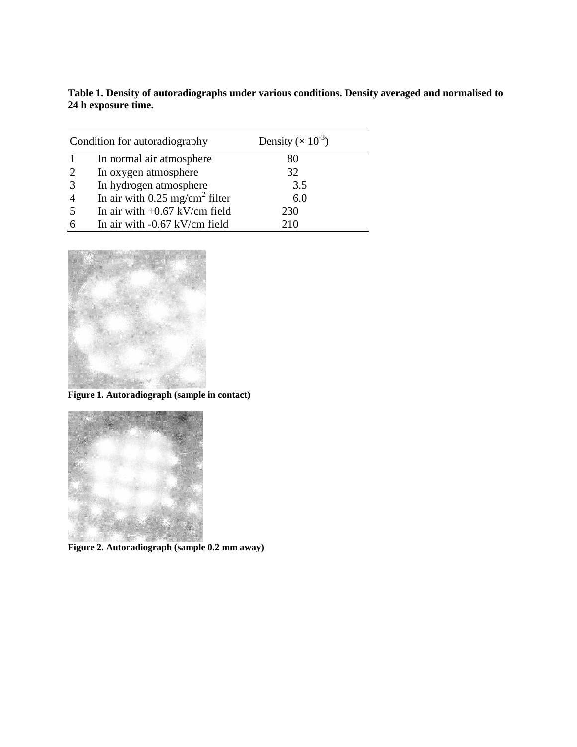**Table 1. Density of autoradiographs under various conditions. Density averaged and normalised to 24 h exposure time.**

| | Condition for autoradiography | Density ($\times 10^{-3}$) |
|---|---|---|
| 1 | In normal air atmosphere | 80 |
| 2 | In oxygen atmosphere | 32 |
| 3 | In hydrogen atmosphere | 3.5 |
| 4 | In air with 0.25 mg/cm$^2$ filter | 6.0 |
| 5 | In air with +0.67 kV/cm field | 230 |
| 6 | In air with -0.67 kV/cm field | 210 |

**Figure 1. Autoradiograph (sample in contact)**

**Figure 2. Autoradiograph (sample 0.2 mm away)**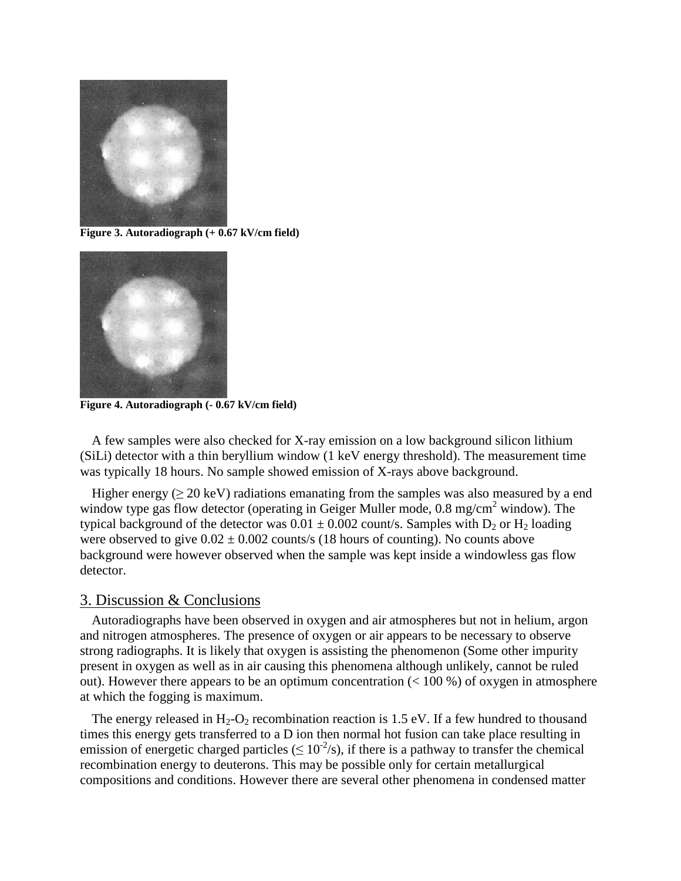**Figure 3. Autoradiograph (+ 0.67 kV/cm field)**

**Figure 4. Autoradiograph (- 0.67 kV/cm field)**

A few samples were also checked for X-ray emission on a low background silicon lithium (SiLi) detector with a thin beryllium window (1 keV energy threshold). The measurement time was typically 18 hours. No sample showed emission of X-rays above background.

Higher energy ($\geq$ 20 keV) radiations emanating from the samples was also measured by a end window type gas flow detector (operating in Geiger Muller mode, 0.8 mg/cm$^2$ window). The typical background of the detector was $0.01 \pm 0.002$ count/s. Samples with $D_2$ or $H_2$ loading were observed to give $0.02 \pm 0.002$ counts/s (18 hours of counting). No counts above background were however observed when the sample was kept inside a windowless gas flow detector.

## 3. Discussion & Conclusions

Autoradiographs have been observed in oxygen and air atmospheres but not in helium, argon and nitrogen atmospheres. The presence of oxygen or air appears to be necessary to observe strong radiographs. It is likely that oxygen is assisting the phenomenon (Some other impurity present in oxygen as well as in air causing this phenomena although unlikely, cannot be ruled out). However there appears to be an optimum concentration (< 100 %) of oxygen in atmosphere at which the fogging is maximum.

The energy released in $H_2$-$O_2$ recombination reaction is 1.5 eV. If a few hundred to thousand times this energy gets transferred to a D ion then normal hot fusion can take place resulting in emission of energetic charged particles ($\leq 10^{-2}$/s), if there is a pathway to transfer the chemical recombination energy to deuterons. This may be possible only for certain metallurgical compositions and conditions. However there are several other phenomena in condensed matter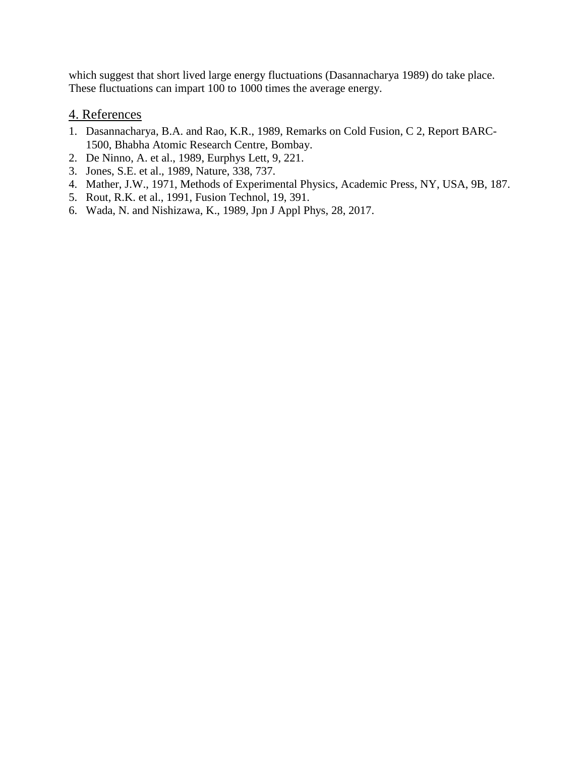which suggest that short lived large energy fluctuations (Dasannacharya 1989) do take place. These fluctuations can impart 100 to 1000 times the average energy.

## 4. References

1. Dasannacharya, B.A. and Rao, K.R., 1989, Remarks on Cold Fusion, C 2, Report BARC-1500, Bhabha Atomic Research Centre, Bombay.
2. De Ninno, A. et al., 1989, Eurphys Lett, 9, 221.
3. Jones, S.E. et al., 1989, Nature, 338, 737.
4. Mather, J.W., 1971, Methods of Experimental Physics, Academic Press, NY, USA, 9B, 187.
5. Rout, R.K. et al., 1991, Fusion Technol, 19, 391.
6. Wada, N. and Nishizawa, K., 1989, Jpn J Appl Phys, 28, 2017.